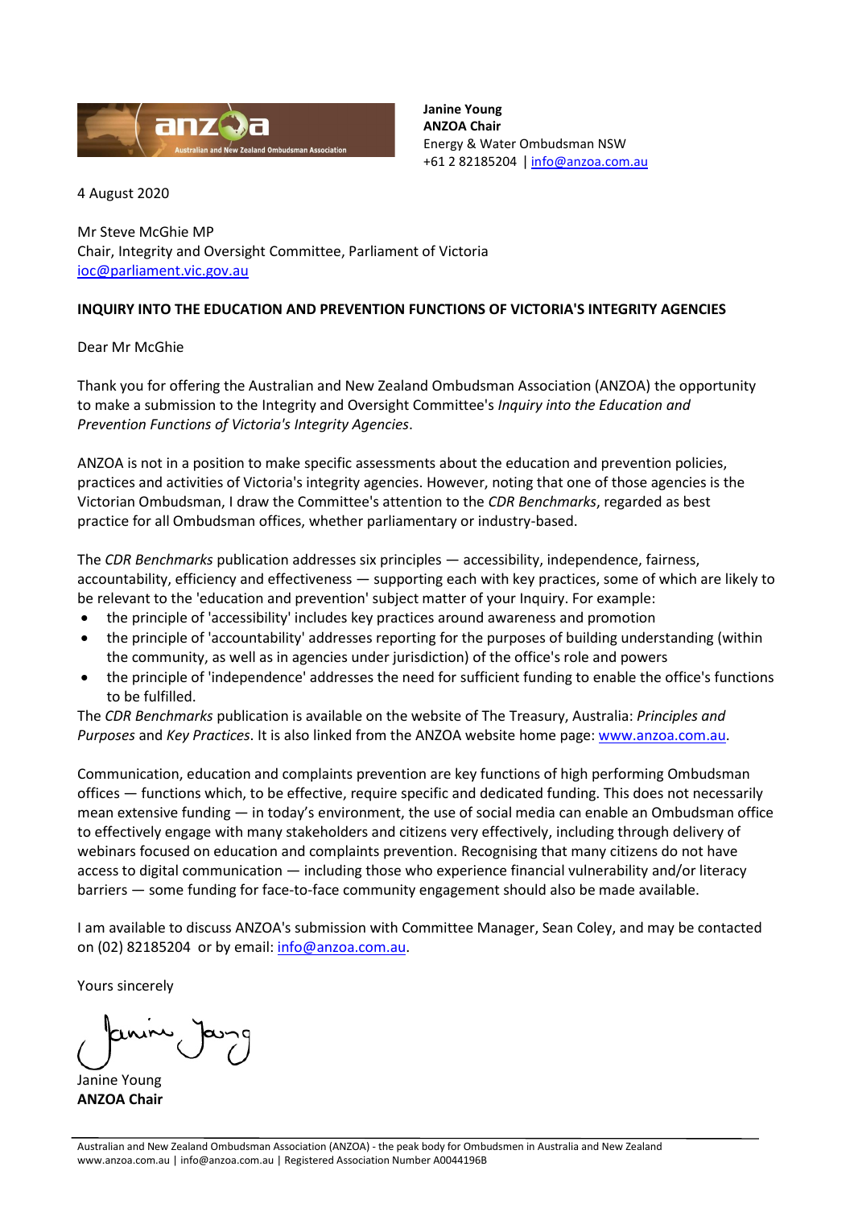anza
Australian and New Zealand Ombudsman Association

**Janine Young**
**ANZOA Chair**
Energy & Water Ombudsman NSW
+61 2 82185204 | info@anzoa.com.au

4 August 2020

Mr Steve McGhie MP
Chair, Integrity and Oversight Committee, Parliament of Victoria
ioc@parliament.vic.gov.au

**INQUIRY INTO THE EDUCATION AND PREVENTION FUNCTIONS OF VICTORIA'S INTEGRITY AGENCIES**

Dear Mr McGhie

Thank you for offering the Australian and New Zealand Ombudsman Association (ANZOA) the opportunity to make a submission to the Integrity and Oversight Committee's *Inquiry into the Education and Prevention Functions of Victoria's Integrity Agencies*.

ANZOA is not in a position to make specific assessments about the education and prevention policies, practices and activities of Victoria's integrity agencies. However, noting that one of those agencies is the Victorian Ombudsman, I draw the Committee's attention to the *CDR Benchmarks*, regarded as best practice for all Ombudsman offices, whether parliamentary or industry-based.

The *CDR Benchmarks* publication addresses six principles — accessibility, independence, fairness, accountability, efficiency and effectiveness — supporting each with key practices, some of which are likely to be relevant to the 'education and prevention' subject matter of your Inquiry. For example:

- the principle of 'accessibility' includes key practices around awareness and promotion
- the principle of 'accountability' addresses reporting for the purposes of building understanding (within the community, as well as in agencies under jurisdiction) of the office's role and powers
- the principle of 'independence' addresses the need for sufficient funding to enable the office's functions to be fulfilled.

The *CDR Benchmarks* publication is available on the website of The Treasury, Australia: *Principles and Purposes* and *Key Practices*. It is also linked from the ANZOA website home page: www.anzoa.com.au.

Communication, education and complaints prevention are key functions of high performing Ombudsman offices — functions which, to be effective, require specific and dedicated funding. This does not necessarily mean extensive funding — in today's environment, the use of social media can enable an Ombudsman office to effectively engage with many stakeholders and citizens very effectively, including through delivery of webinars focused on education and complaints prevention. Recognising that many citizens do not have access to digital communication — including those who experience financial vulnerability and/or literacy barriers — some funding for face-to-face community engagement should also be made available.

I am available to discuss ANZOA's submission with Committee Manager, Sean Coley, and may be contacted on (02) 82185204 or by email: info@anzoa.com.au.

Yours sincerely

Janine Young
**ANZOA Chair**

Australian and New Zealand Ombudsman Association (ANZOA) - the peak body for Ombudsmen in Australia and New Zealand
www.anzoa.com.au | info@anzoa.com.au | Registered Association Number A0044196B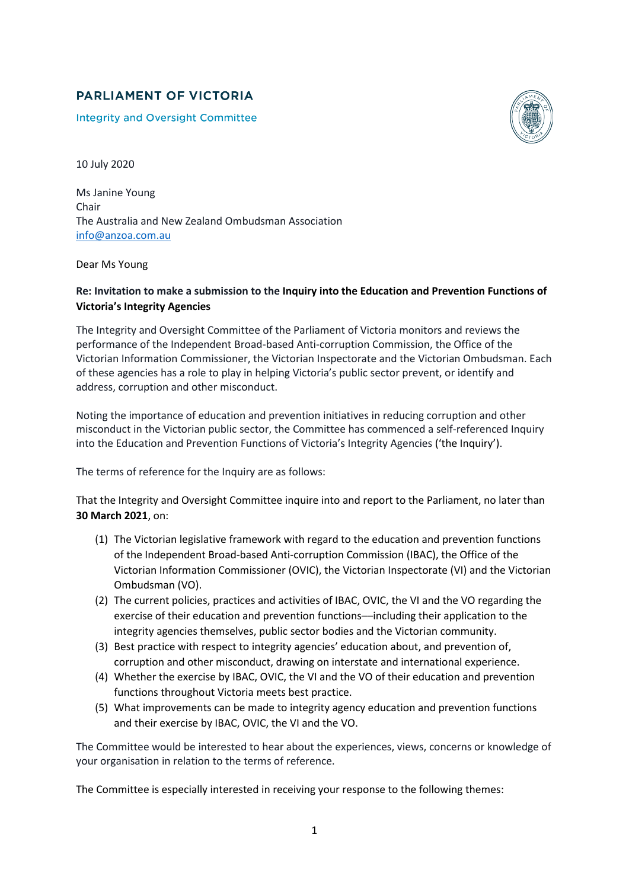# PARLIAMENT OF VICTORIA

Integrity and Oversight Committee

10 July 2020

Ms Janine Young
Chair
The Australia and New Zealand Ombudsman Association
info@anzoa.com.au

Dear Ms Young

**Re: Invitation to make a submission to the Inquiry into the Education and Prevention Functions of Victoria's Integrity Agencies**

The Integrity and Oversight Committee of the Parliament of Victoria monitors and reviews the performance of the Independent Broad-based Anti-corruption Commission, the Office of the Victorian Information Commissioner, the Victorian Inspectorate and the Victorian Ombudsman. Each of these agencies has a role to play in helping Victoria's public sector prevent, or identify and address, corruption and other misconduct.

Noting the importance of education and prevention initiatives in reducing corruption and other misconduct in the Victorian public sector, the Committee has commenced a self-referenced Inquiry into the Education and Prevention Functions of Victoria's Integrity Agencies ('the Inquiry').

The terms of reference for the Inquiry are as follows:

That the Integrity and Oversight Committee inquire into and report to the Parliament, no later than **30 March 2021**, on:

(1) The Victorian legislative framework with regard to the education and prevention functions of the Independent Broad-based Anti-corruption Commission (IBAC), the Office of the Victorian Information Commissioner (OVIC), the Victorian Inspectorate (VI) and the Victorian Ombudsman (VO).
(2) The current policies, practices and activities of IBAC, OVIC, the VI and the VO regarding the exercise of their education and prevention functions—including their application to the integrity agencies themselves, public sector bodies and the Victorian community.
(3) Best practice with respect to integrity agencies' education about, and prevention of, corruption and other misconduct, drawing on interstate and international experience.
(4) Whether the exercise by IBAC, OVIC, the VI and the VO of their education and prevention functions throughout Victoria meets best practice.
(5) What improvements can be made to integrity agency education and prevention functions and their exercise by IBAC, OVIC, the VI and the VO.

The Committee would be interested to hear about the experiences, views, concerns or knowledge of your organisation in relation to the terms of reference.

The Committee is especially interested in receiving your response to the following themes: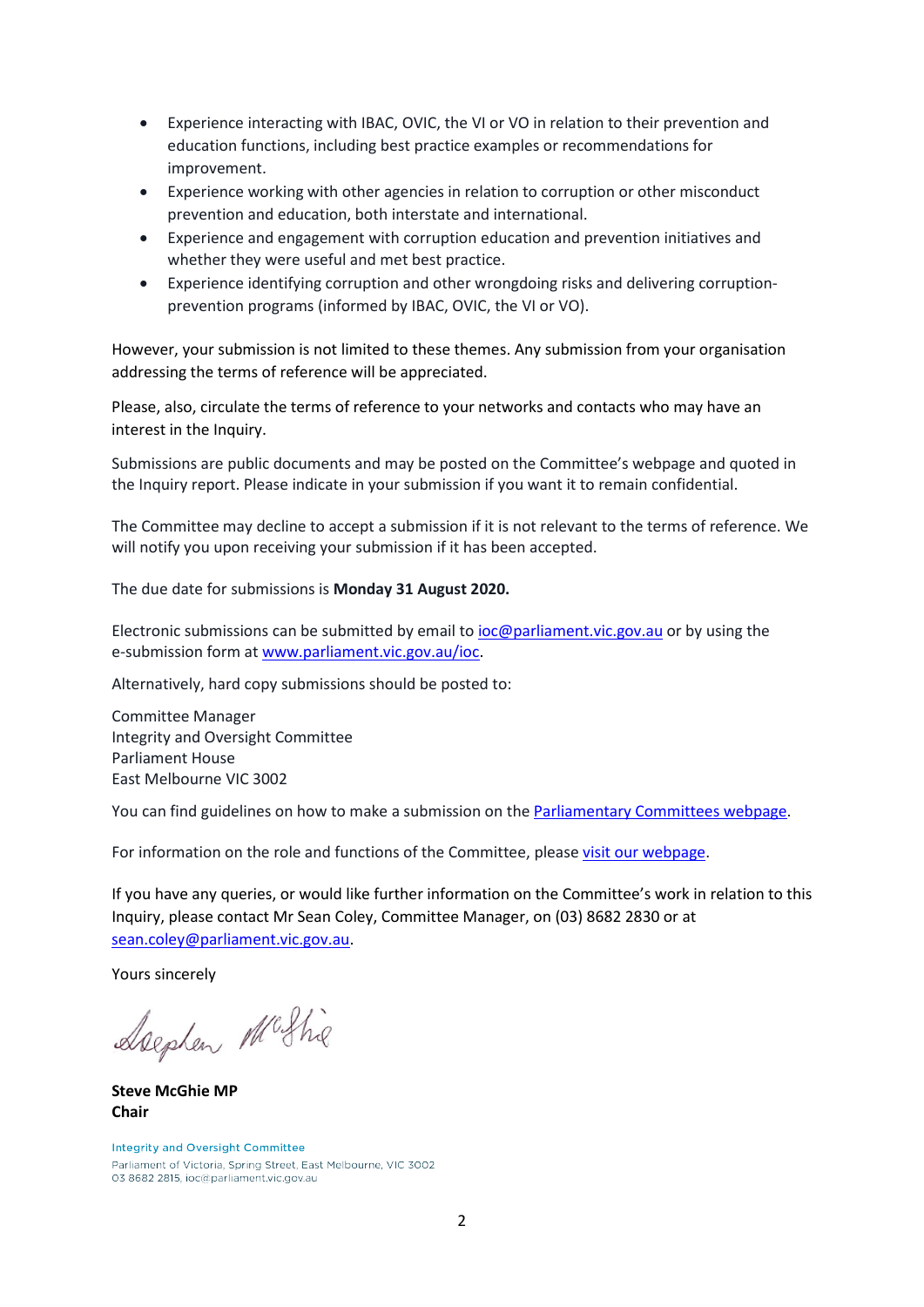- Experience interacting with IBAC, OVIC, the VI or VO in relation to their prevention and education functions, including best practice examples or recommendations for improvement.
- Experience working with other agencies in relation to corruption or other misconduct prevention and education, both interstate and international.
- Experience and engagement with corruption education and prevention initiatives and whether they were useful and met best practice.
- Experience identifying corruption and other wrongdoing risks and delivering corruption-prevention programs (informed by IBAC, OVIC, the VI or VO).

However, your submission is not limited to these themes. Any submission from your organisation addressing the terms of reference will be appreciated.

Please, also, circulate the terms of reference to your networks and contacts who may have an interest in the Inquiry.

Submissions are public documents and may be posted on the Committee's webpage and quoted in the Inquiry report. Please indicate in your submission if you want it to remain confidential.

The Committee may decline to accept a submission if it is not relevant to the terms of reference. We will notify you upon receiving your submission if it has been accepted.

The due date for submissions is **Monday 31 August 2020.**

Electronic submissions can be submitted by email to ioc@parliament.vic.gov.au or by using the e-submission form at www.parliament.vic.gov.au/ioc.

Alternatively, hard copy submissions should be posted to:

Committee Manager
Integrity and Oversight Committee
Parliament House
East Melbourne VIC 3002

You can find guidelines on how to make a submission on the Parliamentary Committees webpage.

For information on the role and functions of the Committee, please visit our webpage.

If you have any queries, or would like further information on the Committee's work in relation to this Inquiry, please contact Mr Sean Coley, Committee Manager, on (03) 8682 2830 or at sean.coley@parliament.vic.gov.au.

Yours sincerely

**Steve McGhie MP**
**Chair**

Integrity and Oversight Committee
Parliament of Victoria, Spring Street, East Melbourne, VIC 3002
03 8682 2815, ioc@parliament.vic.gov.au